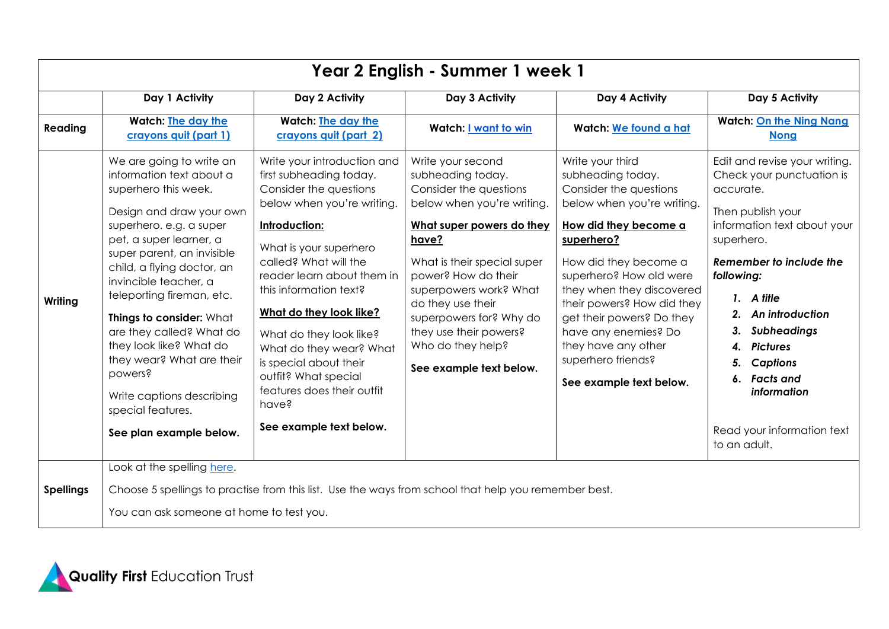# Year 2 English - Summer 1 week 1

| | Day 1 Activity | Day 2 Activity | Day 3 Activity | Day 4 Activity | Day 5 Activity |
|---|---|---|---|---|---|
| **Reading** | **Watch: The day the crayons quit (part 1)** | **Watch: The day the crayons quit (part 2)** | **Watch: I want to win** | **Watch: We found a hat** | **Watch: On the Ning Nang Nong** |
| **Writing** | We are going to write an information text about a superhero this week.<br><br>Design and draw your own superhero. e.g. a super pet, a super learner, a super parent, an invisible child, a flying doctor, an invincible teacher, a teleporting fireman, etc.<br><br>**Things to consider:** What are they called? What do they look like? What do they wear? What are their powers?<br><br>Write captions describing special features.<br><br>**See plan example below.** | Write your introduction and first subheading today. Consider the questions below when you're writing.<br><br>**Introduction:**<br><br>What is your superhero called? What will the reader learn about them in this information text?<br><br>**What do they look like?**<br><br>What do they look like? What do they wear? What is special about their outfit? What special features does their outfit have?<br><br>**See example text below.** | Write your second subheading today. Consider the questions below when you're writing.<br><br>**What super powers do they have?**<br><br>What is their special super power? How do their superpowers work? What do they use their superpowers for? Why do they use their powers? Who do they help?<br><br>**See example text below.** | Write your third subheading today. Consider the questions below when you're writing.<br><br>**How did they become a superhero?**<br><br>How did they become a superhero? How old were they when they discovered their powers? How did they get their powers? Do they have any enemies? Do they have any other superhero friends?<br><br>**See example text below.** | Edit and revise your writing. Check your punctuation is accurate.<br><br>Then publish your information text about your superhero.<br><br>***Remember to include the following:***<br><br>***1. A title***<br>***2. An introduction***<br>***3. Subheadings***<br>***4. Pictures***<br>***5. Captions***<br>***6. Facts and information***<br><br>Read your information text to an adult. |
| **Spellings** | Look at the spelling here.<br><br>Choose 5 spellings to practise from this list. Use the ways from school that help you remember best.<br><br>You can ask someone at home to test you. | | | | |

Quality First Education Trust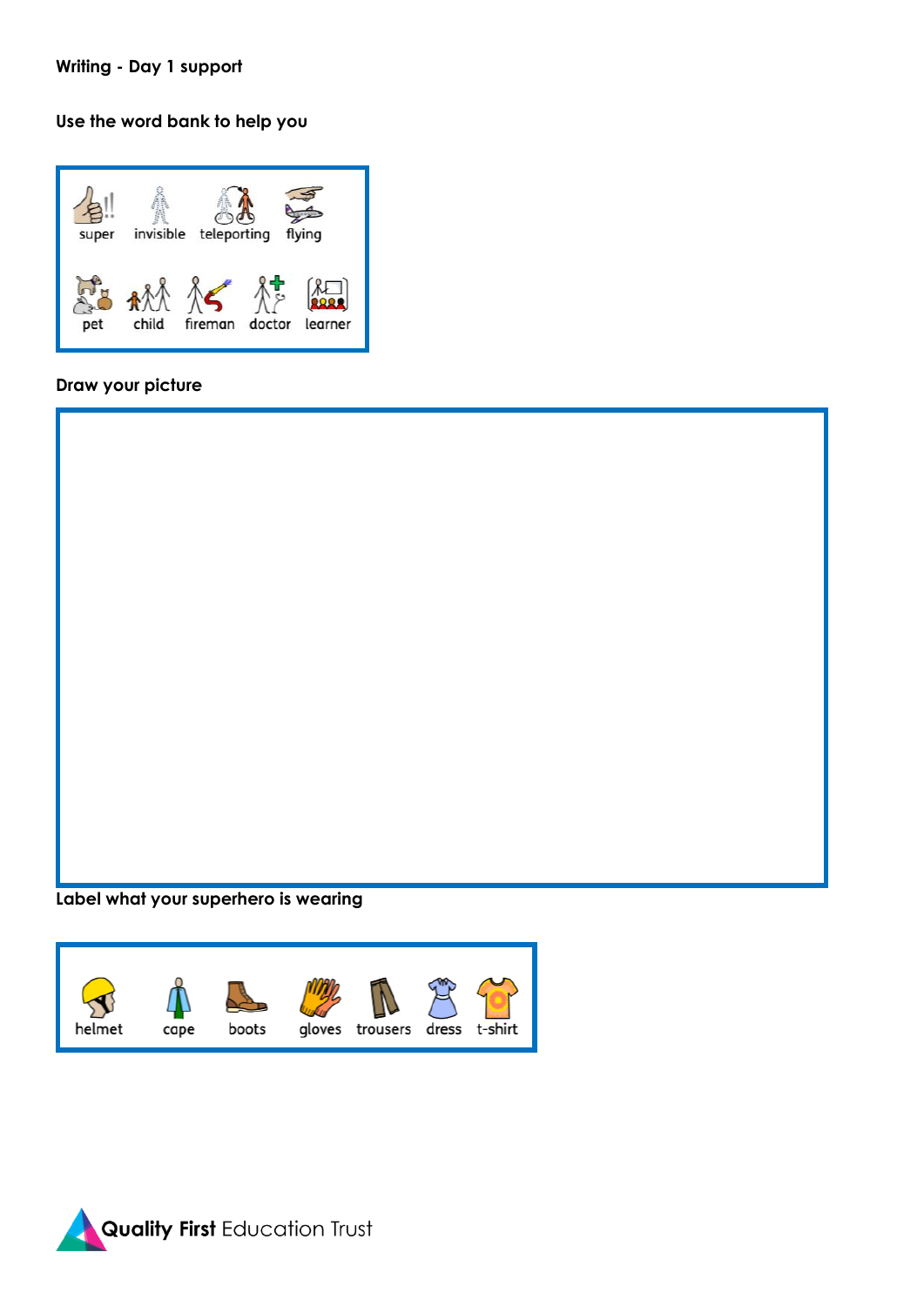**Writing - Day 1 support**

**Use the word bank to help you**

| super | invisible | teleporting | flying |
| --- | --- | --- | --- |
| pet | child | fireman | doctor | learner |

**Draw your picture**

**Label what your superhero is wearing**

| helmet | cape | boots | gloves | trousers | dress | t-shirt |
| --- | --- | --- | --- | --- | --- | --- |

**Quality First** Education Trust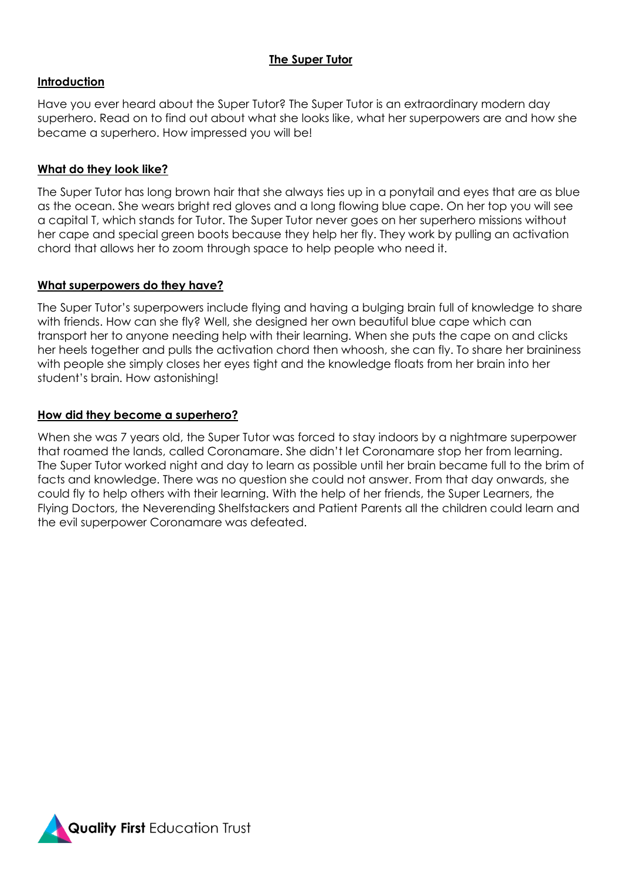# The Super Tutor

## Introduction

Have you ever heard about the Super Tutor? The Super Tutor is an extraordinary modern day superhero. Read on to find out about what she looks like, what her superpowers are and how she became a superhero. How impressed you will be!

## What do they look like?

The Super Tutor has long brown hair that she always ties up in a ponytail and eyes that are as blue as the ocean. She wears bright red gloves and a long flowing blue cape. On her top you will see a capital T, which stands for Tutor. The Super Tutor never goes on her superhero missions without her cape and special green boots because they help her fly. They work by pulling an activation chord that allows her to zoom through space to help people who need it.

## What superpowers do they have?

The Super Tutor's superpowers include flying and having a bulging brain full of knowledge to share with friends. How can she fly? Well, she designed her own beautiful blue cape which can transport her to anyone needing help with their learning. When she puts the cape on and clicks her heels together and pulls the activation chord then whoosh, she can fly. To share her braininess with people she simply closes her eyes tight and the knowledge floats from her brain into her student's brain. How astonishing!

## How did they become a superhero?

When she was 7 years old, the Super Tutor was forced to stay indoors by a nightmare superpower that roamed the lands, called Coronamare. She didn't let Coronamare stop her from learning. The Super Tutor worked night and day to learn as possible until her brain became full to the brim of facts and knowledge. There was no question she could not answer. From that day onwards, she could fly to help others with their learning. With the help of her friends, the Super Learners, the Flying Doctors, the Neverending Shelfstackers and Patient Parents all the children could learn and the evil superpower Coronamare was defeated.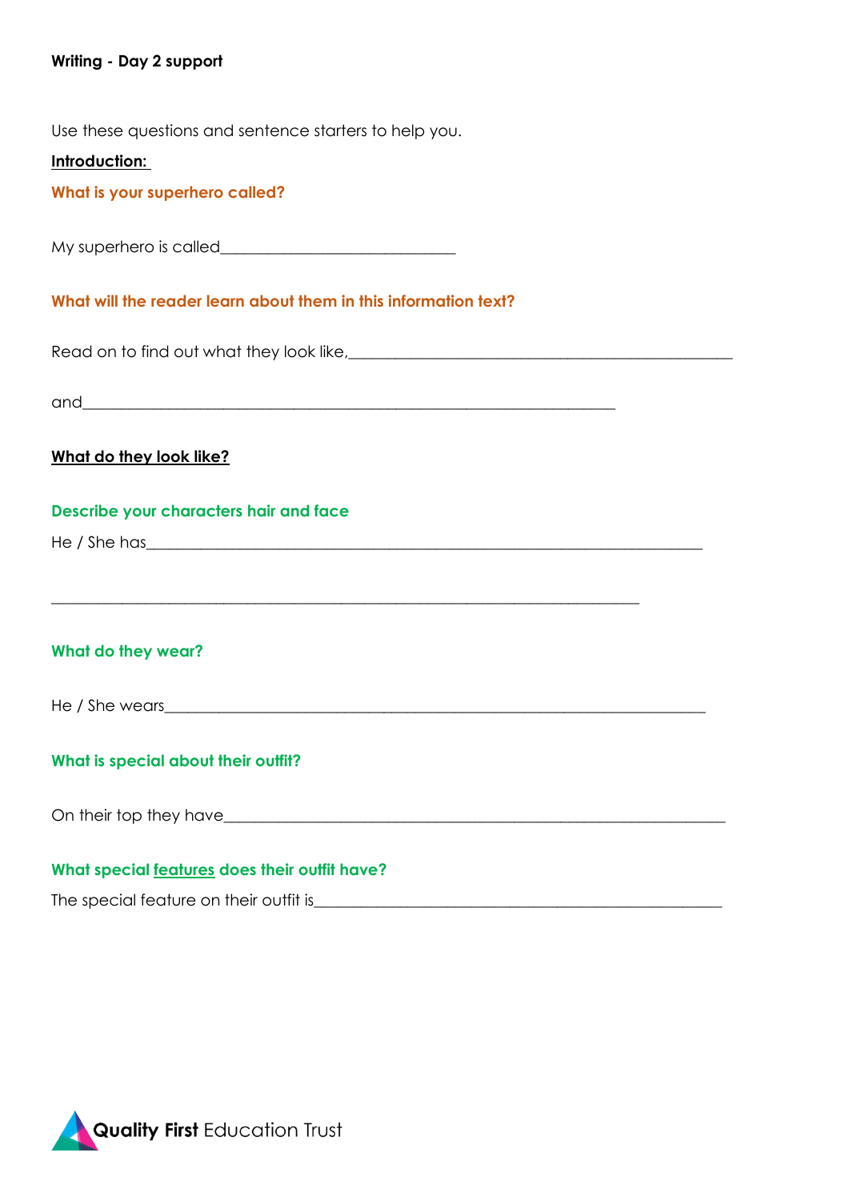**Writing - Day 2 support**

Use these questions and sentence starters to help you.

**Introduction:**

**What is your superhero called?**

My superhero is called_______________________________

**What will the reader learn about them in this information text?**

Read on to find out what they look like,___________________________________________________

and______________________________________________________________________

**What do they look like?**

**Describe your characters hair and face**

He / She has___________________________________________________________________________

________________________________________________________________________________

**What do they wear?**

He / She wears_________________________________________________________________________

**What is special about their outfit?**

On their top they have___________________________________________________________________

**What special features does their outfit have?**

The special feature on their outfit is_____________________________________________________

Quality First Education Trust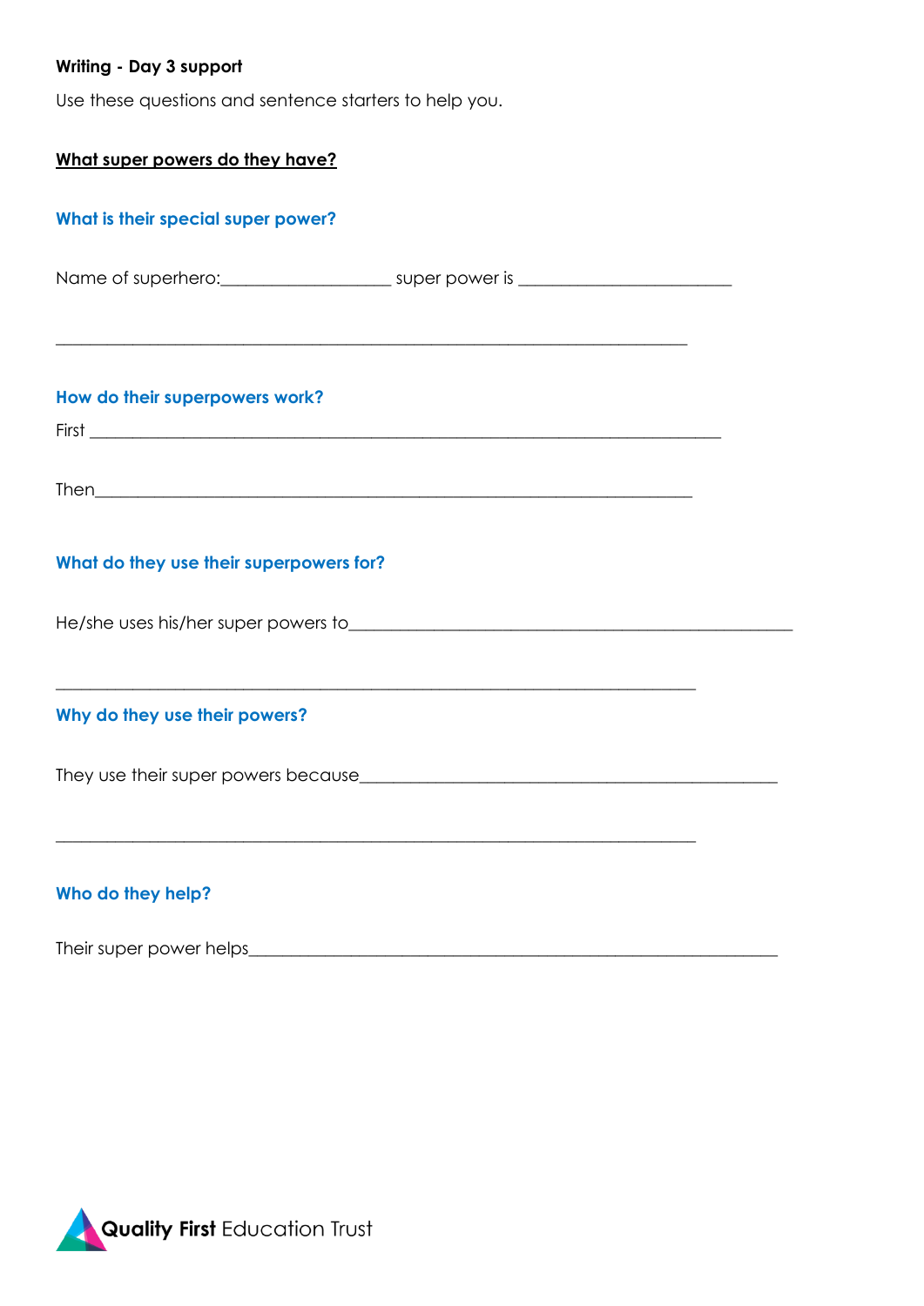**Writing - Day 3 support**

Use these questions and sentence starters to help you.

**<u>What super powers do they have?</u>**

### What is their special super power?

Name of superhero:___________________ super power is ________________________

______________________________________________________________________

### How do their superpowers work?

First ______________________________________________________________________

Then______________________________________________________________________

### What do they use their superpowers for?

He/she uses his/her super powers to__________________________________________________

______________________________________________________________________

### Why do they use their powers?

They use their super powers because__________________________________________________

______________________________________________________________________

### Who do they help?

Their super power helps___________________________________________________________

**Quality First** Education Trust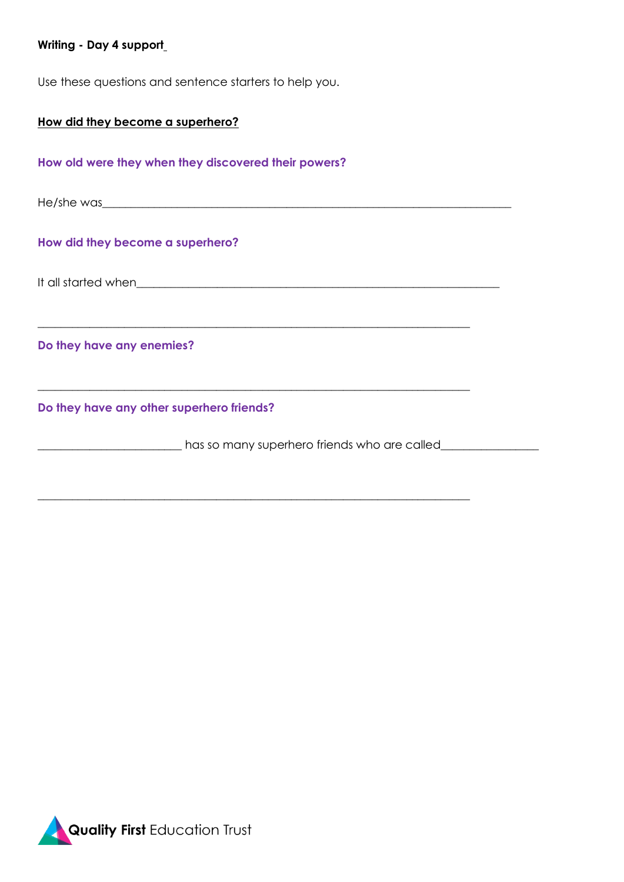**Writing - Day 4 support**

Use these questions and sentence starters to help you.

**How did they become a superhero?**

**How old were they when they discovered their powers?**

He/she was______________________________________________________________________

**How did they become a superhero?**

It all started when_______________________________________________________________

______________________________________________________________________________

**Do they have any enemies?**

______________________________________________________________________________

**Do they have any other superhero friends?**

________________________ has so many superhero friends who are called________________

______________________________________________________________________________

**Quality First** Education Trust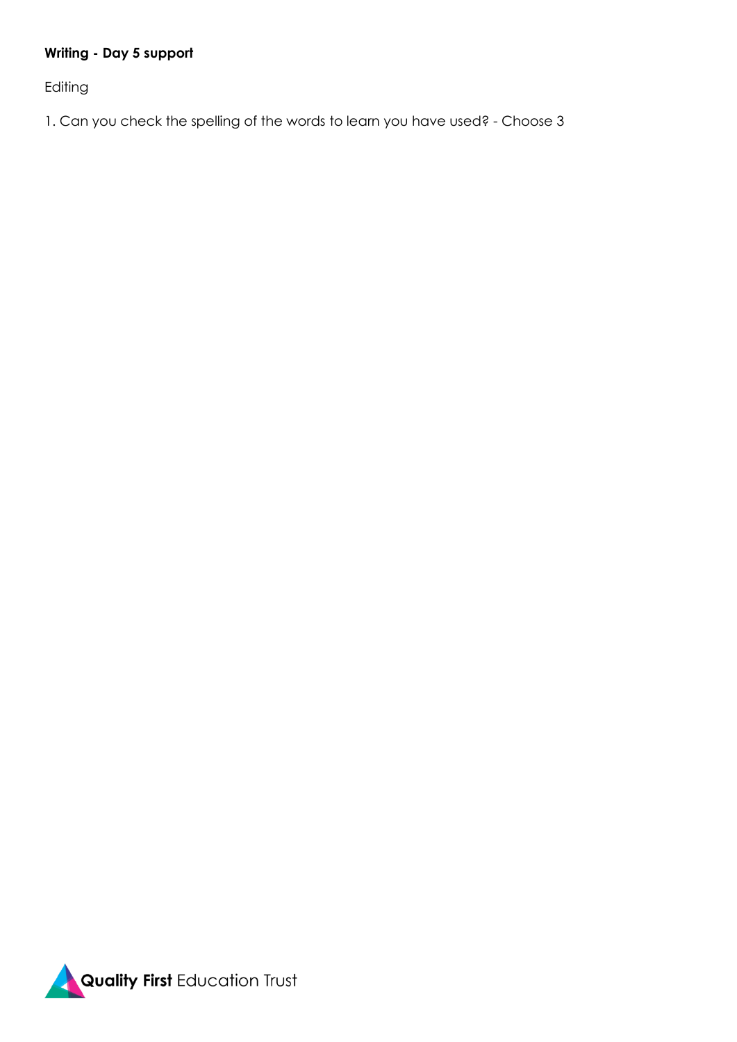**Writing - Day 5 support**

Editing

1. Can you check the spelling of the words to learn you have used? - Choose 3

**Quality First** Education Trust